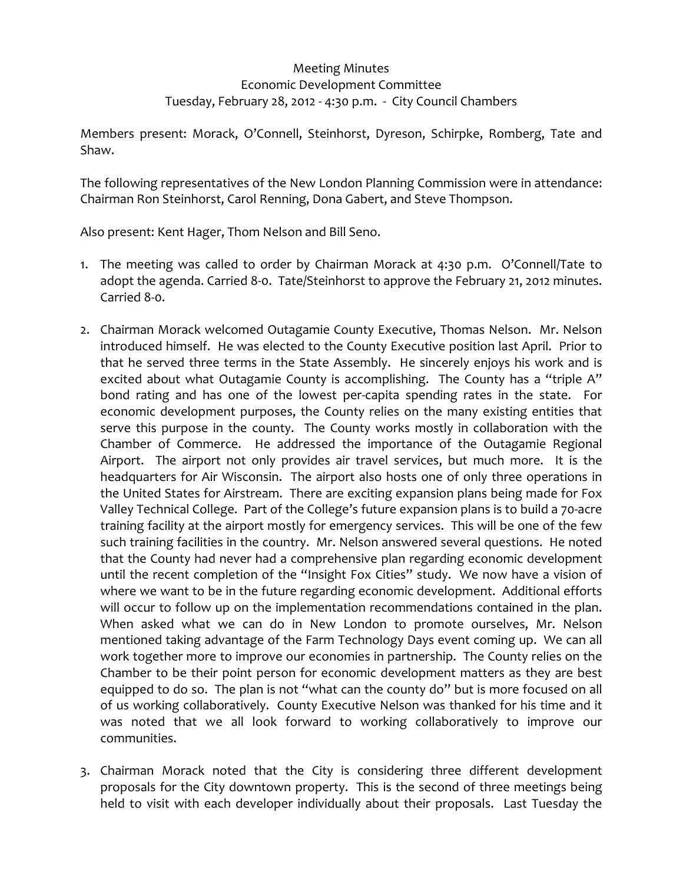Meeting Minutes
Economic Development Committee
Tuesday, February 28, 2012 - 4:30 p.m. - City Council Chambers

Members present: Morack, O'Connell, Steinhorst, Dyreson, Schirpke, Romberg, Tate and Shaw.

The following representatives of the New London Planning Commission were in attendance: Chairman Ron Steinhorst, Carol Renning, Dona Gabert, and Steve Thompson.

Also present: Kent Hager, Thom Nelson and Bill Seno.

1. The meeting was called to order by Chairman Morack at 4:30 p.m. O'Connell/Tate to adopt the agenda. Carried 8-0. Tate/Steinhorst to approve the February 21, 2012 minutes. Carried 8-0.

2. Chairman Morack welcomed Outagamie County Executive, Thomas Nelson. Mr. Nelson introduced himself. He was elected to the County Executive position last April. Prior to that he served three terms in the State Assembly. He sincerely enjoys his work and is excited about what Outagamie County is accomplishing. The County has a "triple A" bond rating and has one of the lowest per-capita spending rates in the state. For economic development purposes, the County relies on the many existing entities that serve this purpose in the county. The County works mostly in collaboration with the Chamber of Commerce. He addressed the importance of the Outagamie Regional Airport. The airport not only provides air travel services, but much more. It is the headquarters for Air Wisconsin. The airport also hosts one of only three operations in the United States for Airstream. There are exciting expansion plans being made for Fox Valley Technical College. Part of the College's future expansion plans is to build a 70-acre training facility at the airport mostly for emergency services. This will be one of the few such training facilities in the country. Mr. Nelson answered several questions. He noted that the County had never had a comprehensive plan regarding economic development until the recent completion of the "Insight Fox Cities" study. We now have a vision of where we want to be in the future regarding economic development. Additional efforts will occur to follow up on the implementation recommendations contained in the plan. When asked what we can do in New London to promote ourselves, Mr. Nelson mentioned taking advantage of the Farm Technology Days event coming up. We can all work together more to improve our economies in partnership. The County relies on the Chamber to be their point person for economic development matters as they are best equipped to do so. The plan is not "what can the county do" but is more focused on all of us working collaboratively. County Executive Nelson was thanked for his time and it was noted that we all look forward to working collaboratively to improve our communities.

3. Chairman Morack noted that the City is considering three different development proposals for the City downtown property. This is the second of three meetings being held to visit with each developer individually about their proposals. Last Tuesday the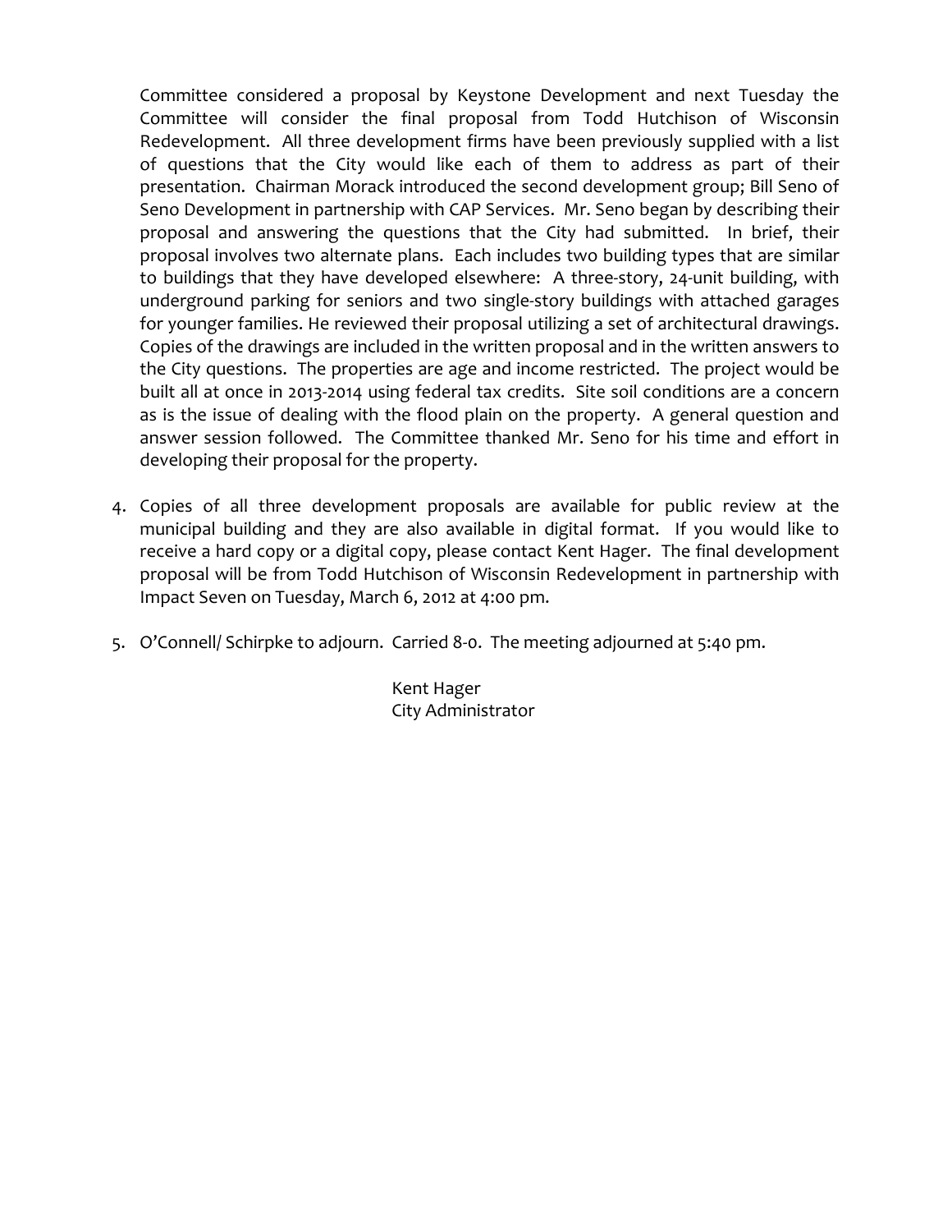Committee considered a proposal by Keystone Development and next Tuesday the Committee will consider the final proposal from Todd Hutchison of Wisconsin Redevelopment. All three development firms have been previously supplied with a list of questions that the City would like each of them to address as part of their presentation. Chairman Morack introduced the second development group; Bill Seno of Seno Development in partnership with CAP Services. Mr. Seno began by describing their proposal and answering the questions that the City had submitted. In brief, their proposal involves two alternate plans. Each includes two building types that are similar to buildings that they have developed elsewhere: A three-story, 24-unit building, with underground parking for seniors and two single-story buildings with attached garages for younger families. He reviewed their proposal utilizing a set of architectural drawings. Copies of the drawings are included in the written proposal and in the written answers to the City questions. The properties are age and income restricted. The project would be built all at once in 2013-2014 using federal tax credits. Site soil conditions are a concern as is the issue of dealing with the flood plain on the property. A general question and answer session followed. The Committee thanked Mr. Seno for his time and effort in developing their proposal for the property.

4. Copies of all three development proposals are available for public review at the municipal building and they are also available in digital format. If you would like to receive a hard copy or a digital copy, please contact Kent Hager. The final development proposal will be from Todd Hutchison of Wisconsin Redevelopment in partnership with Impact Seven on Tuesday, March 6, 2012 at 4:00 pm.

5. O'Connell/ Schirpke to adjourn. Carried 8-0. The meeting adjourned at 5:40 pm.

Kent Hager
City Administrator